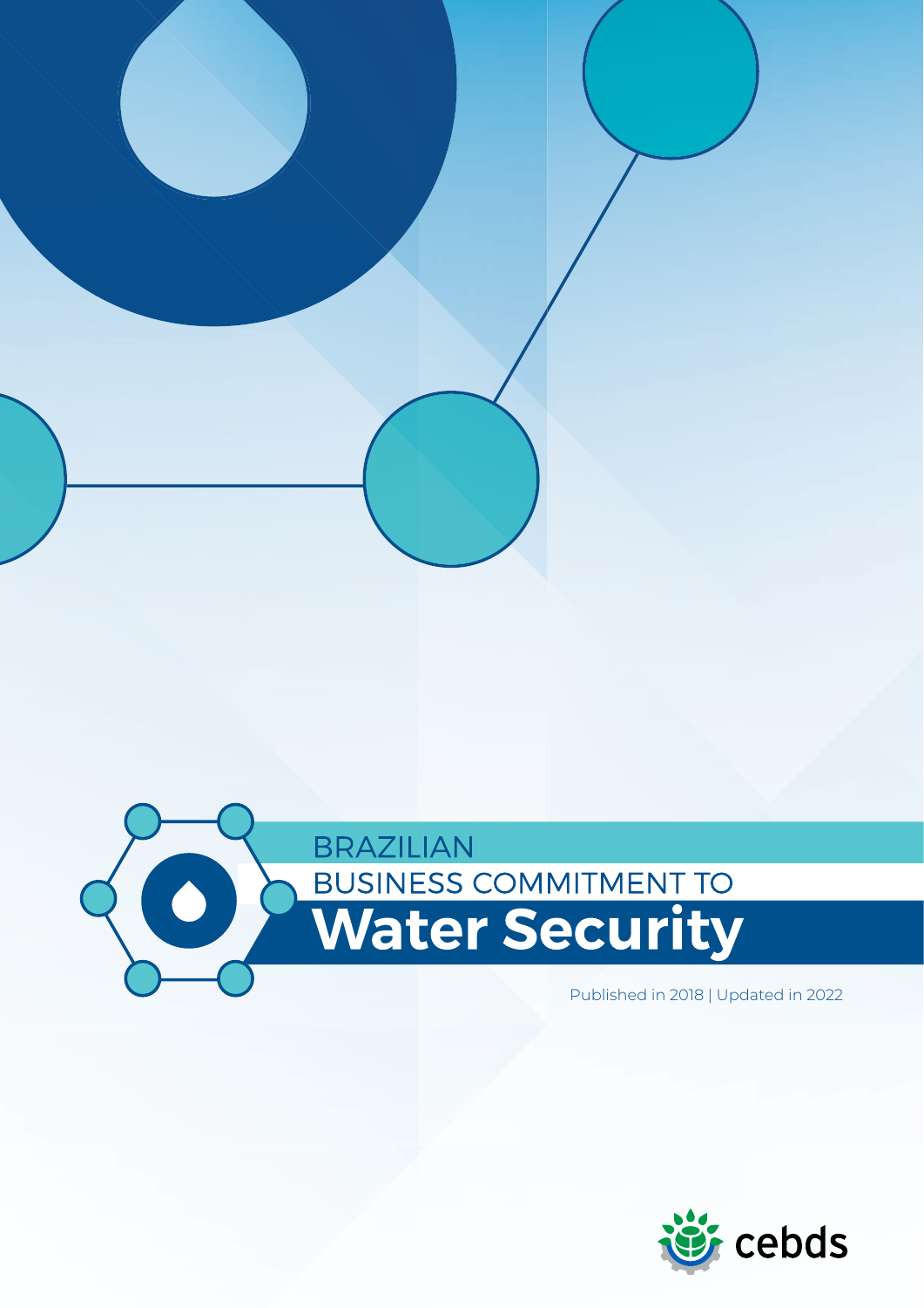# BRAZILIAN BUSINESS COMMITMENT TO Water Security

Published in 2018 | Updated in 2022

cebds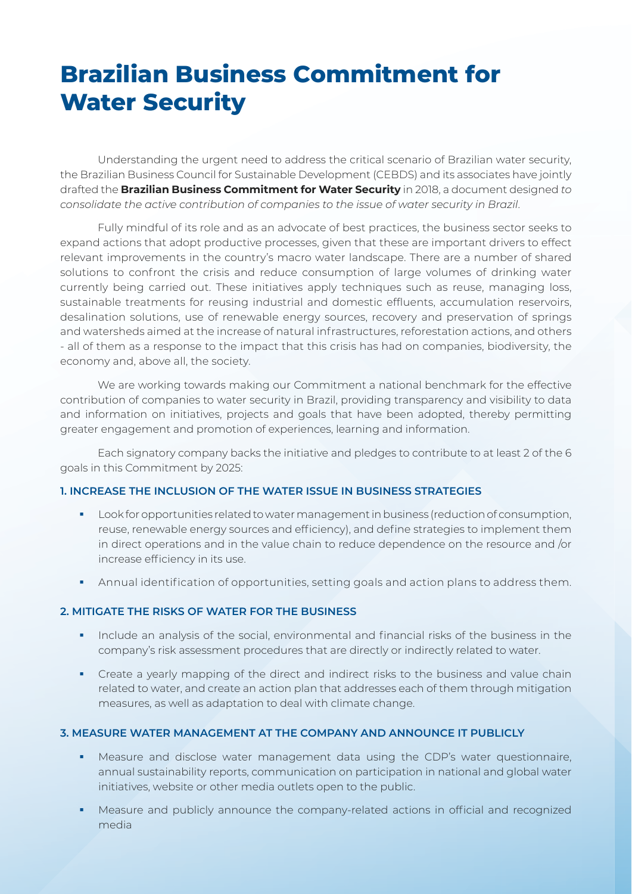# Brazilian Business Commitment for Water Security

Understanding the urgent need to address the critical scenario of Brazilian water security, the Brazilian Business Council for Sustainable Development (CEBDS) and its associates have jointly drafted the **Brazilian Business Commitment for Water Security** in 2018, a document designed *to consolidate the active contribution of companies to the issue of water security in Brazil*.

Fully mindful of its role and as an advocate of best practices, the business sector seeks to expand actions that adopt productive processes, given that these are important drivers to effect relevant improvements in the country's macro water landscape. There are a number of shared solutions to confront the crisis and reduce consumption of large volumes of drinking water currently being carried out. These initiatives apply techniques such as reuse, managing loss, sustainable treatments for reusing industrial and domestic effluents, accumulation reservoirs, desalination solutions, use of renewable energy sources, recovery and preservation of springs and watersheds aimed at the increase of natural infrastructures, reforestation actions, and others - all of them as a response to the impact that this crisis has had on companies, biodiversity, the economy and, above all, the society.

We are working towards making our Commitment a national benchmark for the effective contribution of companies to water security in Brazil, providing transparency and visibility to data and information on initiatives, projects and goals that have been adopted, thereby permitting greater engagement and promotion of experiences, learning and information.

Each signatory company backs the initiative and pledges to contribute to at least 2 of the 6 goals in this Commitment by 2025:

### 1. INCREASE THE INCLUSION OF THE WATER ISSUE IN BUSINESS STRATEGIES

- Look for opportunities related to water management in business (reduction of consumption, reuse, renewable energy sources and efficiency), and define strategies to implement them in direct operations and in the value chain to reduce dependence on the resource and /or increase efficiency in its use.
- Annual identification of opportunities, setting goals and action plans to address them.

### 2. MITIGATE THE RISKS OF WATER FOR THE BUSINESS

- Include an analysis of the social, environmental and financial risks of the business in the company's risk assessment procedures that are directly or indirectly related to water.
- Create a yearly mapping of the direct and indirect risks to the business and value chain related to water, and create an action plan that addresses each of them through mitigation measures, as well as adaptation to deal with climate change.

### 3. MEASURE WATER MANAGEMENT AT THE COMPANY AND ANNOUNCE IT PUBLICLY

- Measure and disclose water management data using the CDP's water questionnaire, annual sustainability reports, communication on participation in national and global water initiatives, website or other media outlets open to the public.
- Measure and publicly announce the company-related actions in official and recognized media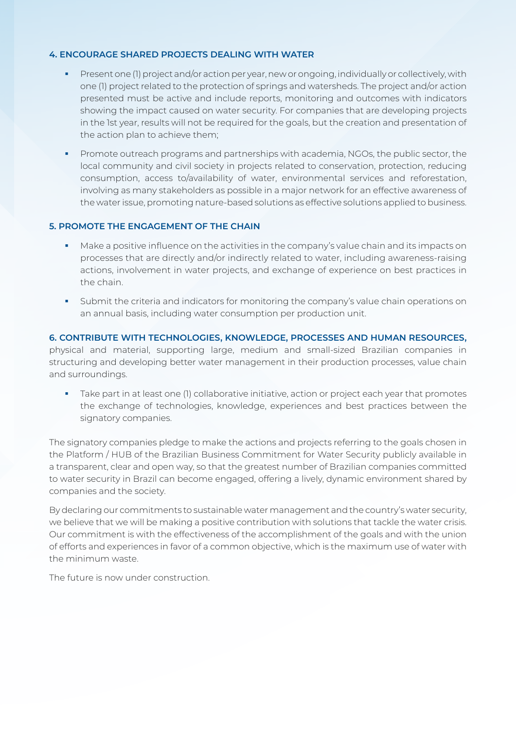### 4. ENCOURAGE SHARED PROJECTS DEALING WITH WATER

- Present one (1) project and/or action per year, new or ongoing, individually or collectively, with one (1) project related to the protection of springs and watersheds. The project and/or action presented must be active and include reports, monitoring and outcomes with indicators showing the impact caused on water security. For companies that are developing projects in the 1st year, results will not be required for the goals, but the creation and presentation of the action plan to achieve them;
- Promote outreach programs and partnerships with academia, NGOs, the public sector, the local community and civil society in projects related to conservation, protection, reducing consumption, access to/availability of water, environmental services and reforestation, involving as many stakeholders as possible in a major network for an effective awareness of the water issue, promoting nature-based solutions as effective solutions applied to business.

### 5. PROMOTE THE ENGAGEMENT OF THE CHAIN

- Make a positive influence on the activities in the company's value chain and its impacts on processes that are directly and/or indirectly related to water, including awareness-raising actions, involvement in water projects, and exchange of experience on best practices in the chain.
- Submit the criteria and indicators for monitoring the company's value chain operations on an annual basis, including water consumption per production unit.

**6. CONTRIBUTE WITH TECHNOLOGIES, KNOWLEDGE, PROCESSES AND HUMAN RESOURCES,** physical and material, supporting large, medium and small-sized Brazilian companies in structuring and developing better water management in their production processes, value chain and surroundings.

- Take part in at least one (1) collaborative initiative, action or project each year that promotes the exchange of technologies, knowledge, experiences and best practices between the signatory companies.

The signatory companies pledge to make the actions and projects referring to the goals chosen in the Platform / HUB of the Brazilian Business Commitment for Water Security publicly available in a transparent, clear and open way, so that the greatest number of Brazilian companies committed to water security in Brazil can become engaged, offering a lively, dynamic environment shared by companies and the society.

By declaring our commitments to sustainable water management and the country's water security, we believe that we will be making a positive contribution with solutions that tackle the water crisis. Our commitment is with the effectiveness of the accomplishment of the goals and with the union of efforts and experiences in favor of a common objective, which is the maximum use of water with the minimum waste.

The future is now under construction.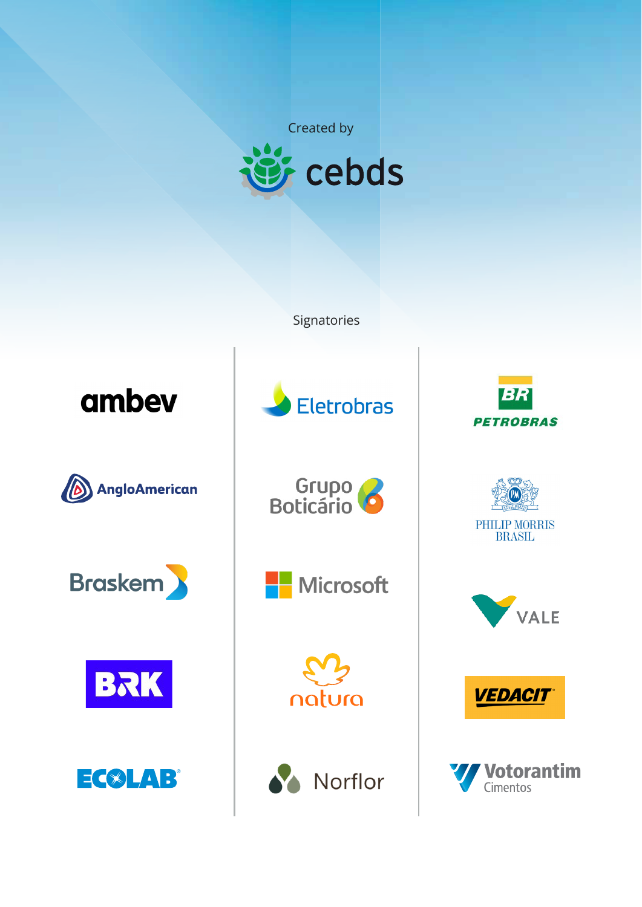Created by

cebds

Signatories

ambev

Eletrobras

PETROBRAS

AngloAmerican

Grupo Boticário

PHILIP MORRIS BRASIL

Braskem

Microsoft

VALE

BRK

natura

VEDACIT

ECOLAB

Norflor

Votorantim Cimentos